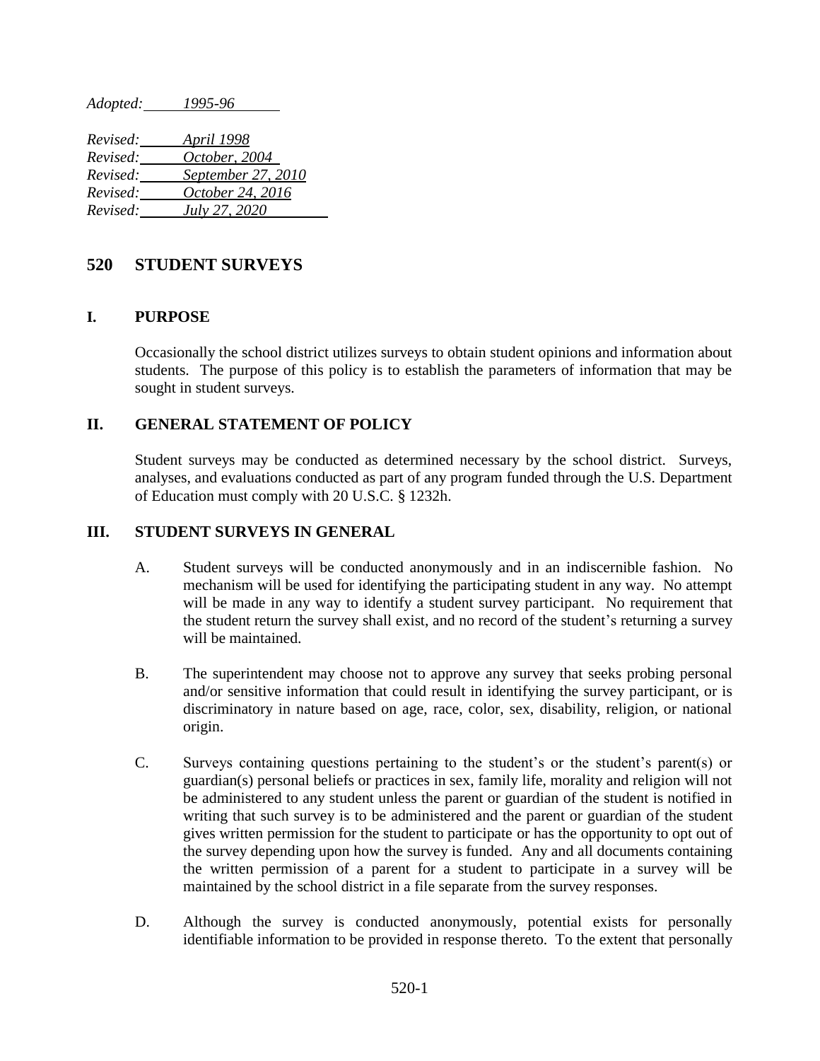*Adopted: 1995-96*

*Revised: April 1998*
*Revised: October, 2004*
*Revised: September 27, 2010*
*Revised: October 24, 2016*
*Revised: July 27, 2020*

# 520 STUDENT SURVEYS

## I. PURPOSE

Occasionally the school district utilizes surveys to obtain student opinions and information about students. The purpose of this policy is to establish the parameters of information that may be sought in student surveys.

## II. GENERAL STATEMENT OF POLICY

Student surveys may be conducted as determined necessary by the school district. Surveys, analyses, and evaluations conducted as part of any program funded through the U.S. Department of Education must comply with 20 U.S.C. § 1232h.

## III. STUDENT SURVEYS IN GENERAL

A. Student surveys will be conducted anonymously and in an indiscernible fashion. No mechanism will be used for identifying the participating student in any way. No attempt will be made in any way to identify a student survey participant. No requirement that the student return the survey shall exist, and no record of the student's returning a survey will be maintained.

B. The superintendent may choose not to approve any survey that seeks probing personal and/or sensitive information that could result in identifying the survey participant, or is discriminatory in nature based on age, race, color, sex, disability, religion, or national origin.

C. Surveys containing questions pertaining to the student's or the student's parent(s) or guardian(s) personal beliefs or practices in sex, family life, morality and religion will not be administered to any student unless the parent or guardian of the student is notified in writing that such survey is to be administered and the parent or guardian of the student gives written permission for the student to participate or has the opportunity to opt out of the survey depending upon how the survey is funded. Any and all documents containing the written permission of a parent for a student to participate in a survey will be maintained by the school district in a file separate from the survey responses.

D. Although the survey is conducted anonymously, potential exists for personally identifiable information to be provided in response thereto. To the extent that personally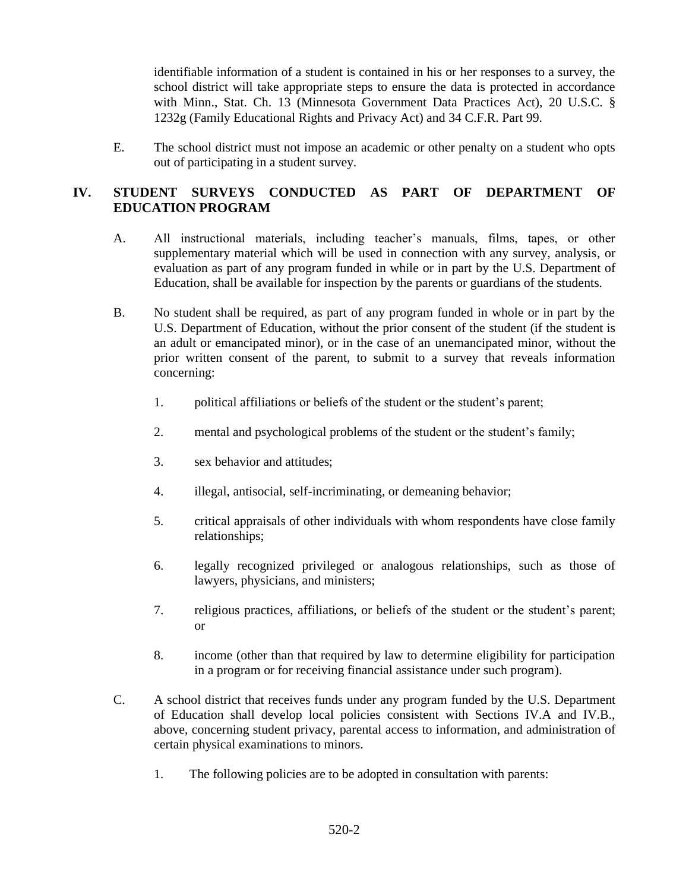identifiable information of a student is contained in his or her responses to a survey, the school district will take appropriate steps to ensure the data is protected in accordance with Minn., Stat. Ch. 13 (Minnesota Government Data Practices Act), 20 U.S.C. § 1232g (Family Educational Rights and Privacy Act) and 34 C.F.R. Part 99.

E. The school district must not impose an academic or other penalty on a student who opts out of participating in a student survey.

## IV. STUDENT SURVEYS CONDUCTED AS PART OF DEPARTMENT OF EDUCATION PROGRAM

A. All instructional materials, including teacher's manuals, films, tapes, or other supplementary material which will be used in connection with any survey, analysis, or evaluation as part of any program funded in while or in part by the U.S. Department of Education, shall be available for inspection by the parents or guardians of the students.

B. No student shall be required, as part of any program funded in whole or in part by the U.S. Department of Education, without the prior consent of the student (if the student is an adult or emancipated minor), or in the case of an unemancipated minor, without the prior written consent of the parent, to submit to a survey that reveals information concerning:

1. political affiliations or beliefs of the student or the student's parent;

2. mental and psychological problems of the student or the student's family;

3. sex behavior and attitudes;

4. illegal, antisocial, self-incriminating, or demeaning behavior;

5. critical appraisals of other individuals with whom respondents have close family relationships;

6. legally recognized privileged or analogous relationships, such as those of lawyers, physicians, and ministers;

7. religious practices, affiliations, or beliefs of the student or the student's parent; or

8. income (other than that required by law to determine eligibility for participation in a program or for receiving financial assistance under such program).

C. A school district that receives funds under any program funded by the U.S. Department of Education shall develop local policies consistent with Sections IV.A and IV.B., above, concerning student privacy, parental access to information, and administration of certain physical examinations to minors.

1. The following policies are to be adopted in consultation with parents: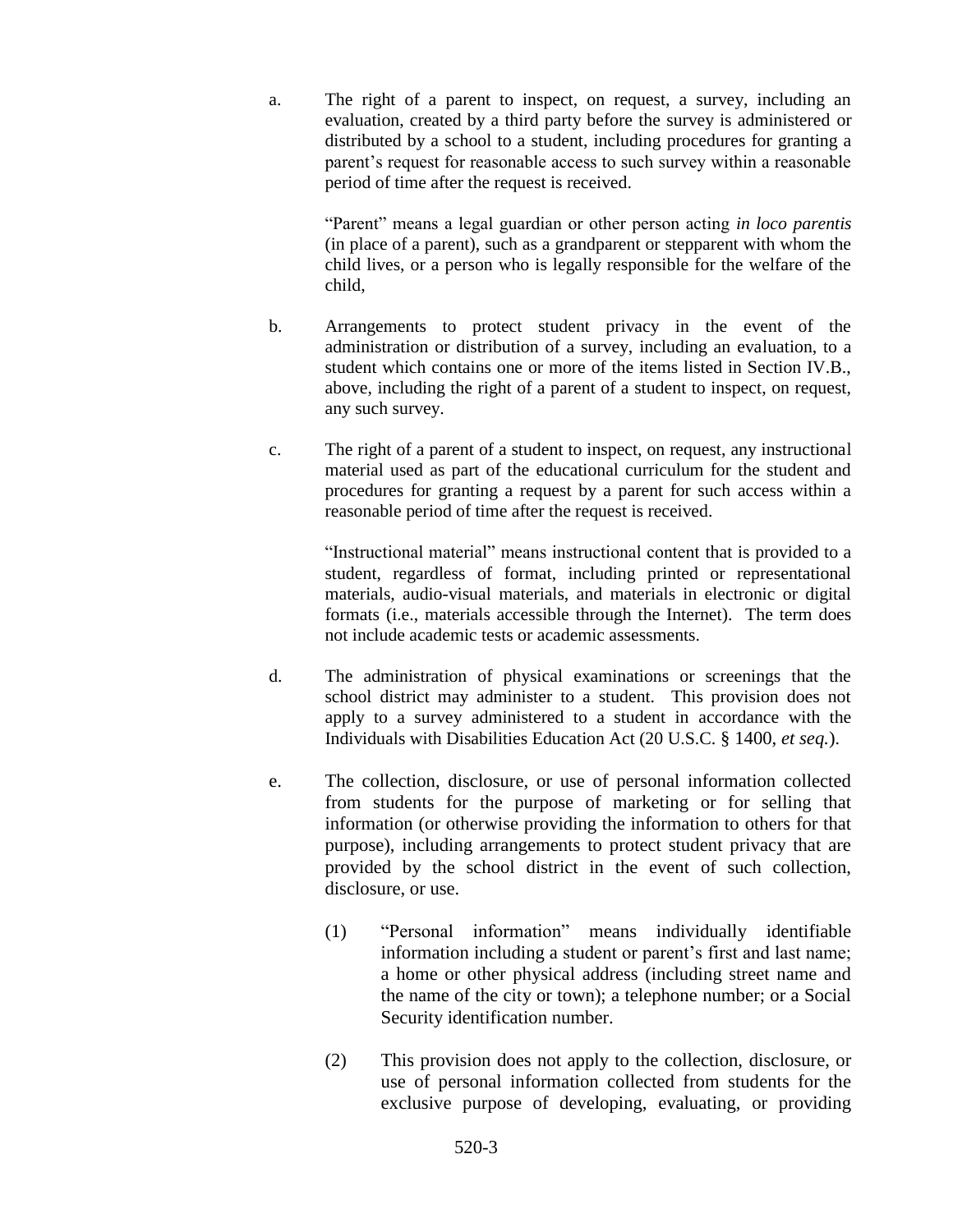a. The right of a parent to inspect, on request, a survey, including an evaluation, created by a third party before the survey is administered or distributed by a school to a student, including procedures for granting a parent's request for reasonable access to such survey within a reasonable period of time after the request is received.

   "Parent" means a legal guardian or other person acting *in loco parentis* (in place of a parent), such as a grandparent or stepparent with whom the child lives, or a person who is legally responsible for the welfare of the child,

b. Arrangements to protect student privacy in the event of the administration or distribution of a survey, including an evaluation, to a student which contains one or more of the items listed in Section IV.B., above, including the right of a parent of a student to inspect, on request, any such survey.

c. The right of a parent of a student to inspect, on request, any instructional material used as part of the educational curriculum for the student and procedures for granting a request by a parent for such access within a reasonable period of time after the request is received.

   "Instructional material" means instructional content that is provided to a student, regardless of format, including printed or representational materials, audio-visual materials, and materials in electronic or digital formats (i.e., materials accessible through the Internet). The term does not include academic tests or academic assessments.

d. The administration of physical examinations or screenings that the school district may administer to a student. This provision does not apply to a survey administered to a student in accordance with the Individuals with Disabilities Education Act (20 U.S.C. § 1400, *et seq.*).

e. The collection, disclosure, or use of personal information collected from students for the purpose of marketing or for selling that information (or otherwise providing the information to others for that purpose), including arrangements to protect student privacy that are provided by the school district in the event of such collection, disclosure, or use.

   (1) "Personal information" means individually identifiable information including a student or parent's first and last name; a home or other physical address (including street name and the name of the city or town); a telephone number; or a Social Security identification number.

   (2) This provision does not apply to the collection, disclosure, or use of personal information collected from students for the exclusive purpose of developing, evaluating, or providing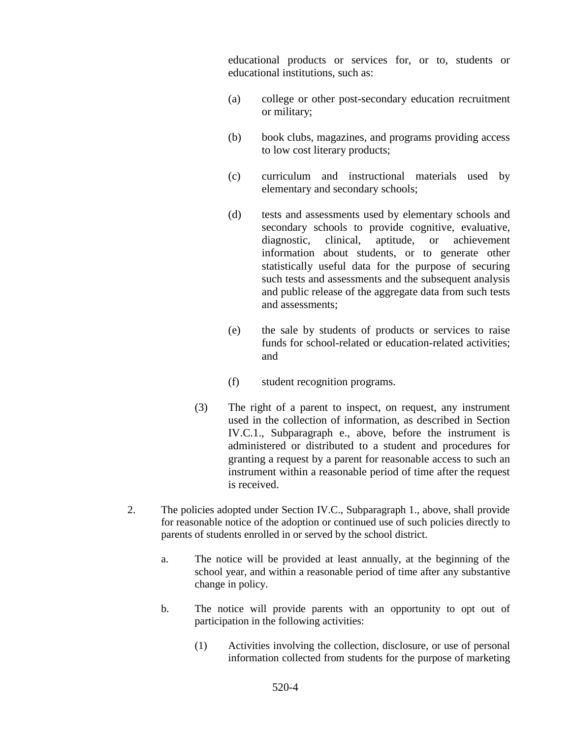educational products or services for, or to, students or educational institutions, such as:

(a) college or other post-secondary education recruitment or military;

(b) book clubs, magazines, and programs providing access to low cost literary products;

(c) curriculum and instructional materials used by elementary and secondary schools;

(d) tests and assessments used by elementary schools and secondary schools to provide cognitive, evaluative, diagnostic, clinical, aptitude, or achievement information about students, or to generate other statistically useful data for the purpose of securing such tests and assessments and the subsequent analysis and public release of the aggregate data from such tests and assessments;

(e) the sale by students of products or services to raise funds for school-related or education-related activities; and

(f) student recognition programs.

(3) The right of a parent to inspect, on request, any instrument used in the collection of information, as described in Section IV.C.1., Subparagraph e., above, before the instrument is administered or distributed to a student and procedures for granting a request by a parent for reasonable access to such an instrument within a reasonable period of time after the request is received.

2. The policies adopted under Section IV.C., Subparagraph 1., above, shall provide for reasonable notice of the adoption or continued use of such policies directly to parents of students enrolled in or served by the school district.

   a. The notice will be provided at least annually, at the beginning of the school year, and within a reasonable period of time after any substantive change in policy.

   b. The notice will provide parents with an opportunity to opt out of participation in the following activities:

      (1) Activities involving the collection, disclosure, or use of personal information collected from students for the purpose of marketing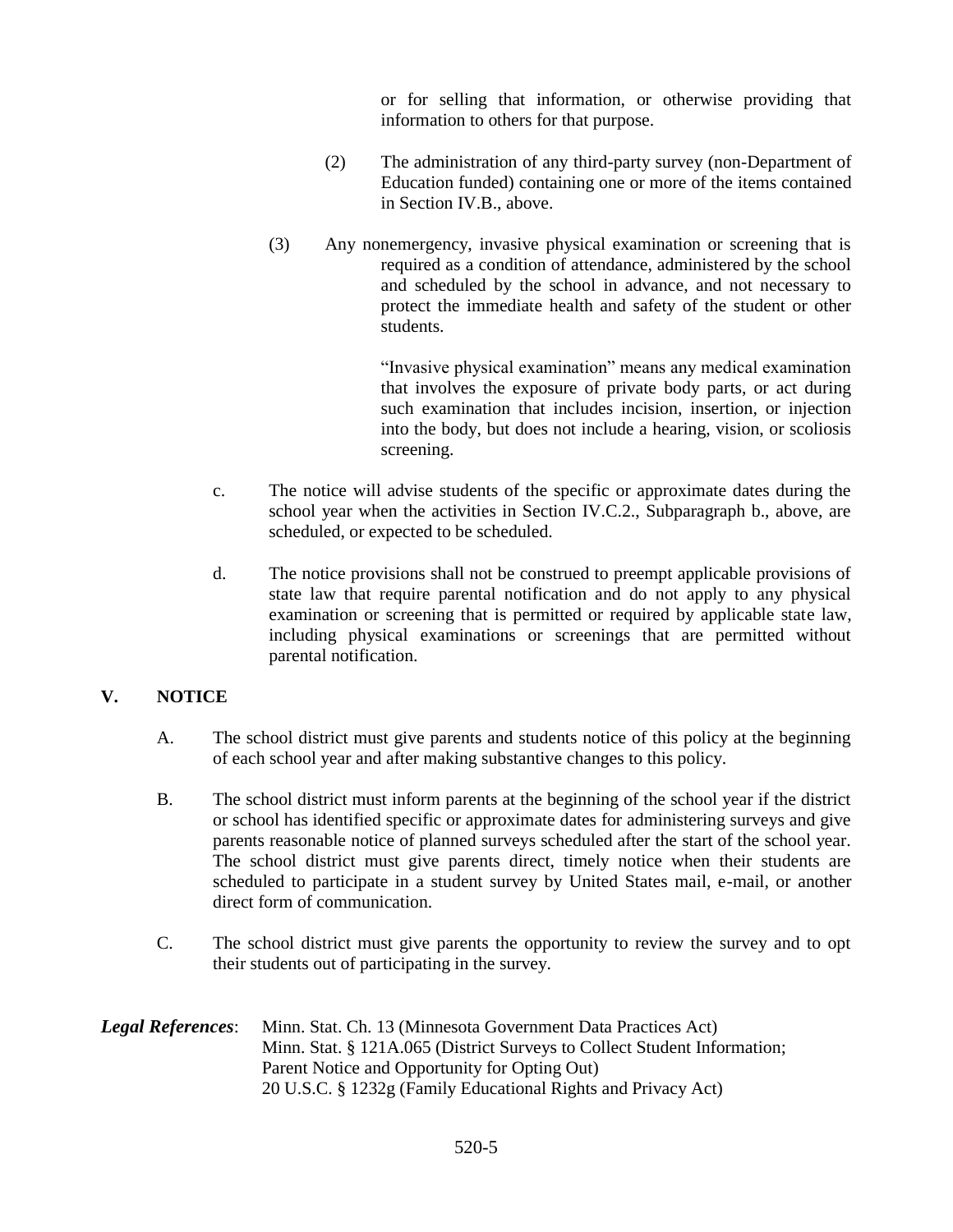or for selling that information, or otherwise providing that information to others for that purpose.

(2) The administration of any third-party survey (non-Department of Education funded) containing one or more of the items contained in Section IV.B., above.

(3) Any nonemergency, invasive physical examination or screening that is required as a condition of attendance, administered by the school and scheduled by the school in advance, and not necessary to protect the immediate health and safety of the student or other students.

"Invasive physical examination" means any medical examination that involves the exposure of private body parts, or act during such examination that includes incision, insertion, or injection into the body, but does not include a hearing, vision, or scoliosis screening.

c. The notice will advise students of the specific or approximate dates during the school year when the activities in Section IV.C.2., Subparagraph b., above, are scheduled, or expected to be scheduled.

d. The notice provisions shall not be construed to preempt applicable provisions of state law that require parental notification and do not apply to any physical examination or screening that is permitted or required by applicable state law, including physical examinations or screenings that are permitted without parental notification.

## V. NOTICE

A. The school district must give parents and students notice of this policy at the beginning of each school year and after making substantive changes to this policy.

B. The school district must inform parents at the beginning of the school year if the district or school has identified specific or approximate dates for administering surveys and give parents reasonable notice of planned surveys scheduled after the start of the school year. The school district must give parents direct, timely notice when their students are scheduled to participate in a student survey by United States mail, e-mail, or another direct form of communication.

C. The school district must give parents the opportunity to review the survey and to opt their students out of participating in the survey.

***Legal References***: Minn. Stat. Ch. 13 (Minnesota Government Data Practices Act)
Minn. Stat. § 121A.065 (District Surveys to Collect Student Information; Parent Notice and Opportunity for Opting Out)
20 U.S.C. § 1232g (Family Educational Rights and Privacy Act)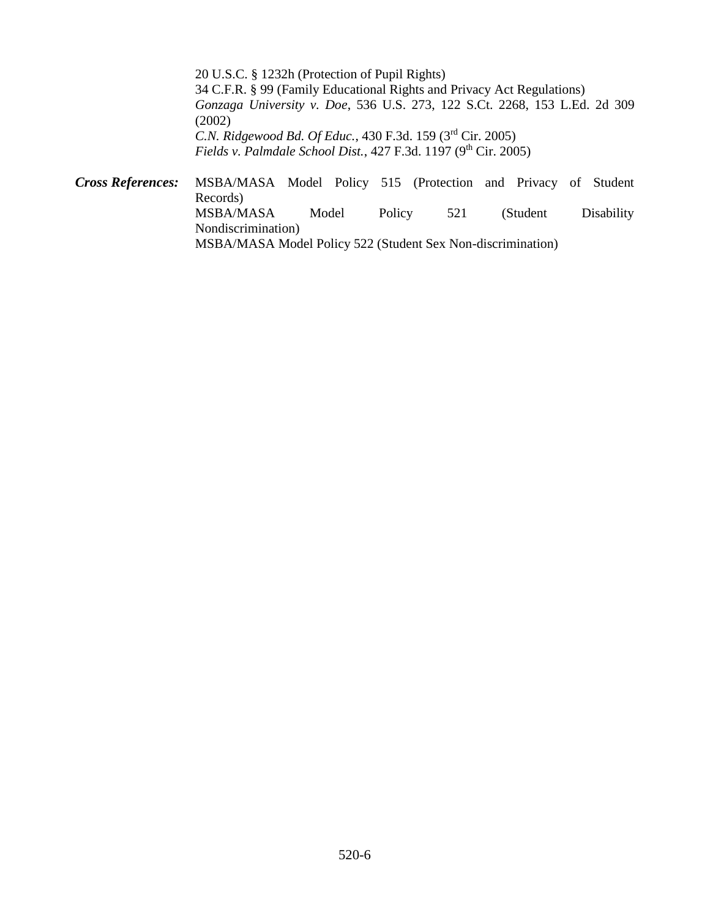20 U.S.C. § 1232h (Protection of Pupil Rights)
34 C.F.R. § 99 (Family Educational Rights and Privacy Act Regulations)
*Gonzaga University v. Doe*, 536 U.S. 273, 122 S.Ct. 2268, 153 L.Ed. 2d 309 (2002)
*C.N. Ridgewood Bd. Of Educ.*, 430 F.3d. 159 (3rd Cir. 2005)
*Fields v. Palmdale School Dist.*, 427 F.3d. 1197 (9th Cir. 2005)

***Cross References:*** MSBA/MASA Model Policy 515 (Protection and Privacy of Student Records)
MSBA/MASA Model Policy 521 (Student Disability Nondiscrimination)
MSBA/MASA Model Policy 522 (Student Sex Non-discrimination)